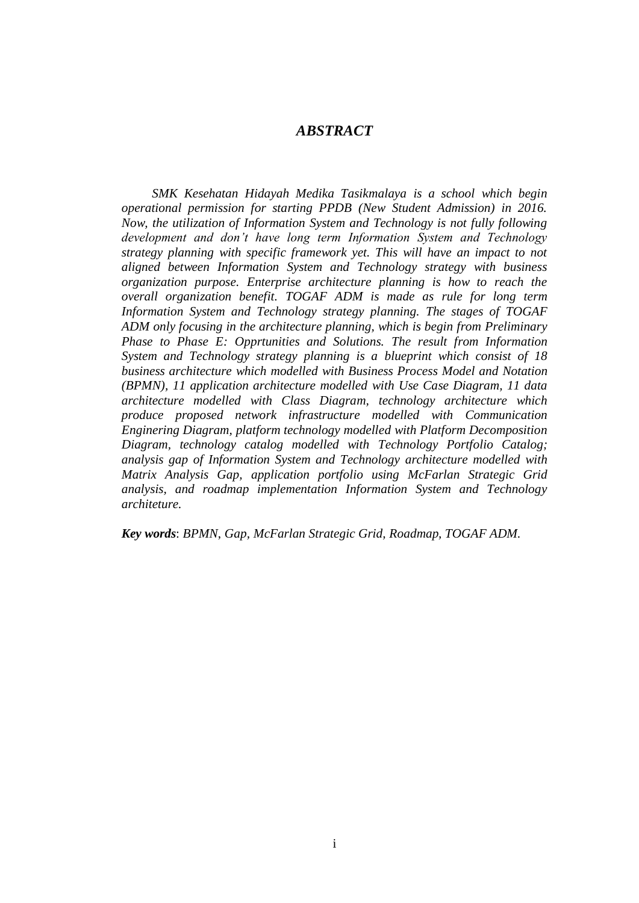# *ABSTRACT*

*SMK Kesehatan Hidayah Medika Tasikmalaya is a school which begin operational permission for starting PPDB (New Student Admission) in 2016. Now, the utilization of Information System and Technology is not fully following development and don't have long term Information System and Technology strategy planning with specific framework yet. This will have an impact to not aligned between Information System and Technology strategy with business organization purpose. Enterprise architecture planning is how to reach the overall organization benefit. TOGAF ADM is made as rule for long term Information System and Technology strategy planning. The stages of TOGAF ADM only focusing in the architecture planning, which is begin from Preliminary Phase to Phase E: Opprtunities and Solutions. The result from Information System and Technology strategy planning is a blueprint which consist of 18 business architecture which modelled with Business Process Model and Notation (BPMN), 11 application architecture modelled with Use Case Diagram, 11 data architecture modelled with Class Diagram, technology architecture which produce proposed network infrastructure modelled with Communication Enginering Diagram, platform technology modelled with Platform Decomposition Diagram, technology catalog modelled with Technology Portfolio Catalog; analysis gap of Information System and Technology architecture modelled with Matrix Analysis Gap, application portfolio using McFarlan Strategic Grid analysis, and roadmap implementation Information System and Technology architeture.*

***Key words***: *BPMN, Gap, McFarlan Strategic Grid, Roadmap, TOGAF ADM.*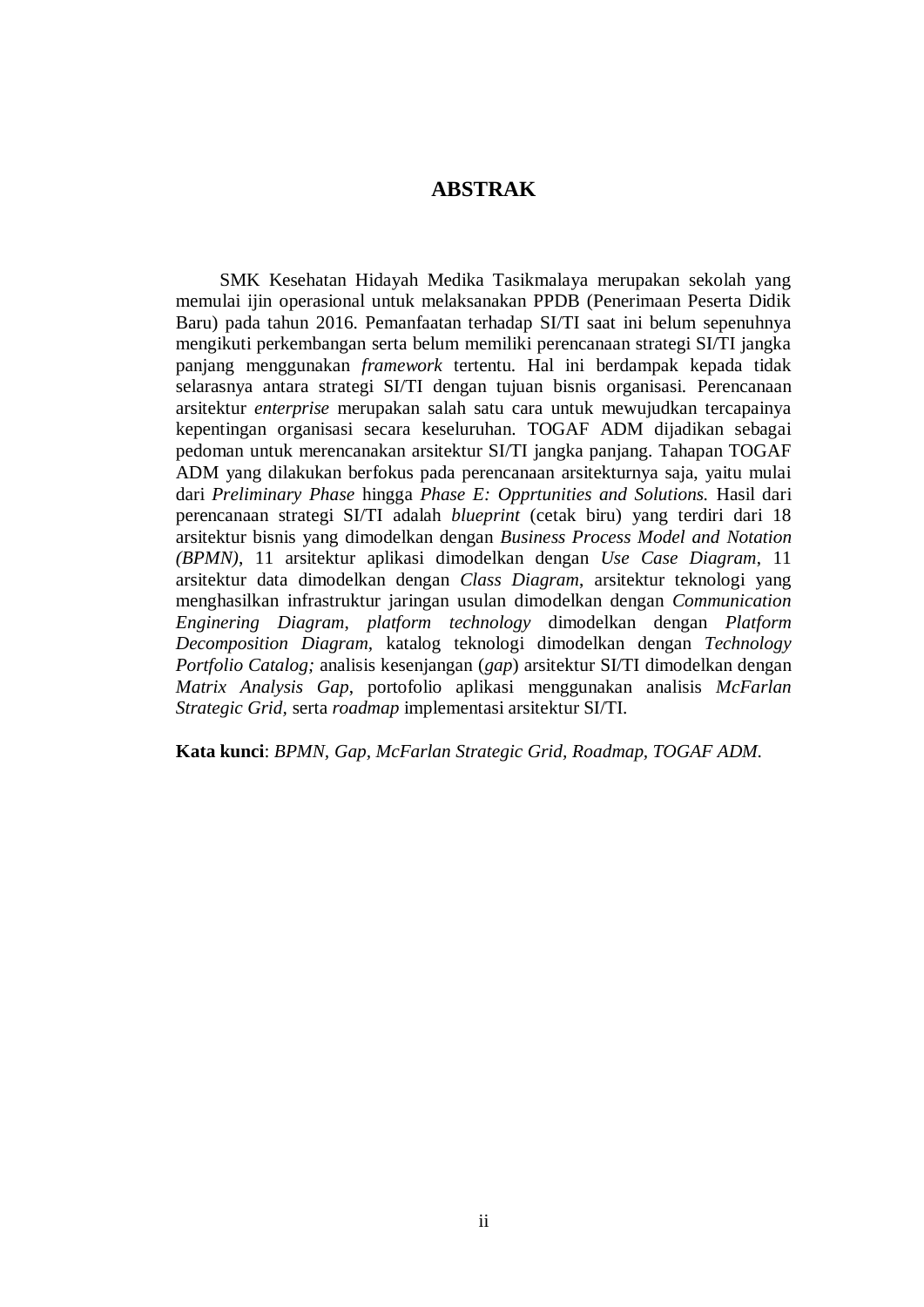# ABSTRAK

SMK Kesehatan Hidayah Medika Tasikmalaya merupakan sekolah yang memulai ijin operasional untuk melaksanakan PPDB (Penerimaan Peserta Didik Baru) pada tahun 2016. Pemanfaatan terhadap SI/TI saat ini belum sepenuhnya mengikuti perkembangan serta belum memiliki perencanaan strategi SI/TI jangka panjang menggunakan *framework* tertentu. Hal ini berdampak kepada tidak selarasnya antara strategi SI/TI dengan tujuan bisnis organisasi. Perencanaan arsitektur *enterprise* merupakan salah satu cara untuk mewujudkan tercapainya kepentingan organisasi secara keseluruhan. TOGAF ADM dijadikan sebagai pedoman untuk merencanakan arsitektur SI/TI jangka panjang. Tahapan TOGAF ADM yang dilakukan berfokus pada perencanaan arsitekturnya saja, yaitu mulai dari *Preliminary Phase* hingga *Phase E: Opprtunities and Solutions.* Hasil dari perencanaan strategi SI/TI adalah *blueprint* (cetak biru) yang terdiri dari 18 arsitektur bisnis yang dimodelkan dengan *Business Process Model and Notation (BPMN)*, 11 arsitektur aplikasi dimodelkan dengan *Use Case Diagram*, 11 arsitektur data dimodelkan dengan *Class Diagram*, arsitektur teknologi yang menghasilkan infrastruktur jaringan usulan dimodelkan dengan *Communication Enginering Diagram*, *platform technology* dimodelkan dengan *Platform Decomposition Diagram*, katalog teknologi dimodelkan dengan *Technology Portfolio Catalog;* analisis kesenjangan (*gap*) arsitektur SI/TI dimodelkan dengan *Matrix Analysis Gap*, portofolio aplikasi menggunakan analisis *McFarlan Strategic Grid*, serta *roadmap* implementasi arsitektur SI/TI.

**Kata kunci**: *BPMN, Gap, McFarlan Strategic Grid, Roadmap, TOGAF ADM.*